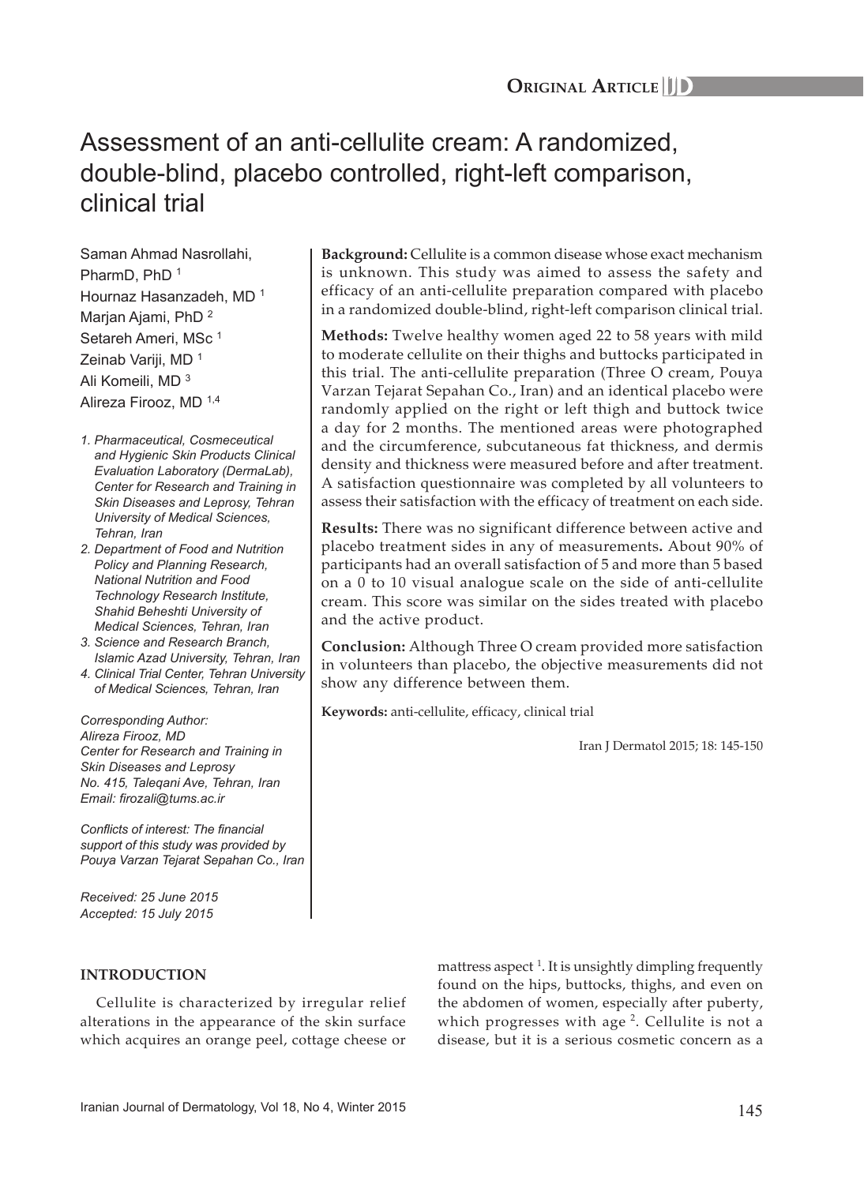ORIGINAL ARTICLE

# Assessment of an anti-cellulite cream: A randomized, double-blind, placebo controlled, right-left comparison, clinical trial

Saman Ahmad Nasrollahi, PharmD, PhD [1]
Hournaz Hasanzadeh, MD [1]
Marjan Ajami, PhD [2]
Setareh Ameri, MSc [1]
Zeinab Variji, MD [1]
Ali Komeili, MD [3]
Alireza Firooz, MD [1,4]

*1. Pharmaceutical, Cosmeceutical and Hygienic Skin Products Clinical Evaluation Laboratory (DermaLab), Center for Research and Training in Skin Diseases and Leprosy, Tehran University of Medical Sciences, Tehran, Iran*
*2. Department of Food and Nutrition Policy and Planning Research, National Nutrition and Food Technology Research Institute, Shahid Beheshti University of Medical Sciences, Tehran, Iran*
*3. Science and Research Branch, Islamic Azad University, Tehran, Iran*
*4. Clinical Trial Center, Tehran University of Medical Sciences, Tehran, Iran*

*Corresponding Author:*
*Alireza Firooz, MD*
*Center for Research and Training in Skin Diseases and Leprosy*
*No. 415, Taleqani Ave, Tehran, Iran*
*Email: firozali@tums.ac.ir*

*Conflicts of interest: The financial support of this study was provided by Pouya Varzan Tejarat Sepahan Co., Iran*

*Received: 25 June 2015*
*Accepted: 15 July 2015*

**Background:** Cellulite is a common disease whose exact mechanism is unknown. This study was aimed to assess the safety and efficacy of an anti-cellulite preparation compared with placebo in a randomized double-blind, right-left comparison clinical trial.

**Methods:** Twelve healthy women aged 22 to 58 years with mild to moderate cellulite on their thighs and buttocks participated in this trial. The anti-cellulite preparation (Three O cream, Pouya Varzan Tejarat Sepahan Co., Iran) and an identical placebo were randomly applied on the right or left thigh and buttock twice a day for 2 months. The mentioned areas were photographed and the circumference, subcutaneous fat thickness, and dermis density and thickness were measured before and after treatment. A satisfaction questionnaire was completed by all volunteers to assess their satisfaction with the efficacy of treatment on each side.

**Results:** There was no significant difference between active and placebo treatment sides in any of measurements**.** About 90% of participants had an overall satisfaction of 5 and more than 5 based on a 0 to 10 visual analogue scale on the side of anti-cellulite cream. This score was similar on the sides treated with placebo and the active product.

**Conclusion:** Although Three O cream provided more satisfaction in volunteers than placebo, the objective measurements did not show any difference between them.

**Keywords:** anti-cellulite, efficacy, clinical trial

Iran J Dermatol 2015; 18: 145-150

## INTRODUCTION

Cellulite is characterized by irregular relief alterations in the appearance of the skin surface which acquires an orange peel, cottage cheese or mattress aspect [1]. It is unsightly dimpling frequently found on the hips, buttocks, thighs, and even on the abdomen of women, especially after puberty, which progresses with age [2]. Cellulite is not a disease, but it is a serious cosmetic concern as a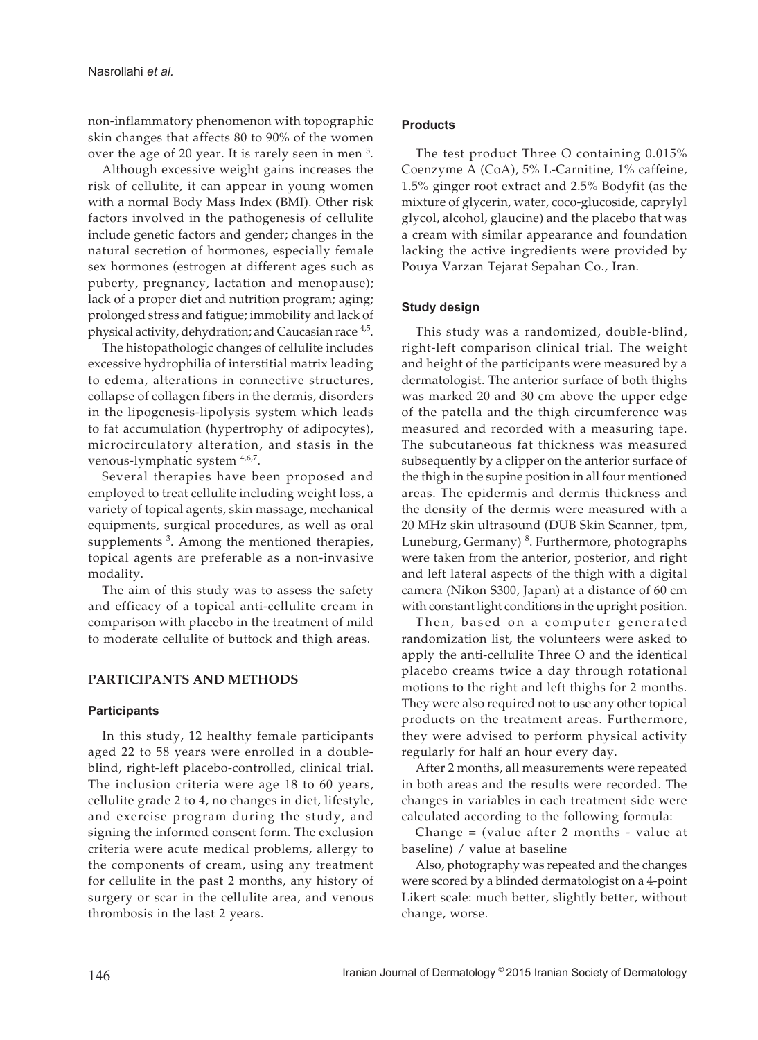non-inflammatory phenomenon with topographic skin changes that affects 80 to 90% of the women over the age of 20 year. It is rarely seen in men [3].

Although excessive weight gains increases the risk of cellulite, it can appear in young women with a normal Body Mass Index (BMI). Other risk factors involved in the pathogenesis of cellulite include genetic factors and gender; changes in the natural secretion of hormones, especially female sex hormones (estrogen at different ages such as puberty, pregnancy, lactation and menopause); lack of a proper diet and nutrition program; aging; prolonged stress and fatigue; immobility and lack of physical activity, dehydration; and Caucasian race [4,5].

The histopathologic changes of cellulite includes excessive hydrophilia of interstitial matrix leading to edema, alterations in connective structures, collapse of collagen fibers in the dermis, disorders in the lipogenesis-lipolysis system which leads to fat accumulation (hypertrophy of adipocytes), microcirculatory alteration, and stasis in the venous-lymphatic system [4,6,7].

Several therapies have been proposed and employed to treat cellulite including weight loss, a variety of topical agents, skin massage, mechanical equipments, surgical procedures, as well as oral supplements [3]. Among the mentioned therapies, topical agents are preferable as a non-invasive modality.

The aim of this study was to assess the safety and efficacy of a topical anti-cellulite cream in comparison with placebo in the treatment of mild to moderate cellulite of buttock and thigh areas.

## PARTICIPANTS AND METHODS

### Participants

In this study, 12 healthy female participants aged 22 to 58 years were enrolled in a double-blind, right-left placebo-controlled, clinical trial. The inclusion criteria were age 18 to 60 years, cellulite grade 2 to 4, no changes in diet, lifestyle, and exercise program during the study, and signing the informed consent form. The exclusion criteria were acute medical problems, allergy to the components of cream, using any treatment for cellulite in the past 2 months, any history of surgery or scar in the cellulite area, and venous thrombosis in the last 2 years.

### Products

The test product Three O containing 0.015% Coenzyme A (CoA), 5% L-Carnitine, 1% caffeine, 1.5% ginger root extract and 2.5% Bodyfit (as the mixture of glycerin, water, coco-glucoside, caprylyl glycol, alcohol, glaucine) and the placebo that was a cream with similar appearance and foundation lacking the active ingredients were provided by Pouya Varzan Tejarat Sepahan Co., Iran.

### Study design

This study was a randomized, double-blind, right-left comparison clinical trial. The weight and height of the participants were measured by a dermatologist. The anterior surface of both thighs was marked 20 and 30 cm above the upper edge of the patella and the thigh circumference was measured and recorded with a measuring tape. The subcutaneous fat thickness was measured subsequently by a clipper on the anterior surface of the thigh in the supine position in all four mentioned areas. The epidermis and dermis thickness and the density of the dermis were measured with a 20 MHz skin ultrasound (DUB Skin Scanner, tpm, Luneburg, Germany) [8]. Furthermore, photographs were taken from the anterior, posterior, and right and left lateral aspects of the thigh with a digital camera (Nikon S300, Japan) at a distance of 60 cm with constant light conditions in the upright position.

Then, based on a computer generated randomization list, the volunteers were asked to apply the anti-cellulite Three O and the identical placebo creams twice a day through rotational motions to the right and left thighs for 2 months. They were also required not to use any other topical products on the treatment areas. Furthermore, they were advised to perform physical activity regularly for half an hour every day.

After 2 months, all measurements were repeated in both areas and the results were recorded. The changes in variables in each treatment side were calculated according to the following formula:

Change = (value after 2 months - value at baseline) / value at baseline

Also, photography was repeated and the changes were scored by a blinded dermatologist on a 4-point Likert scale: much better, slightly better, without change, worse.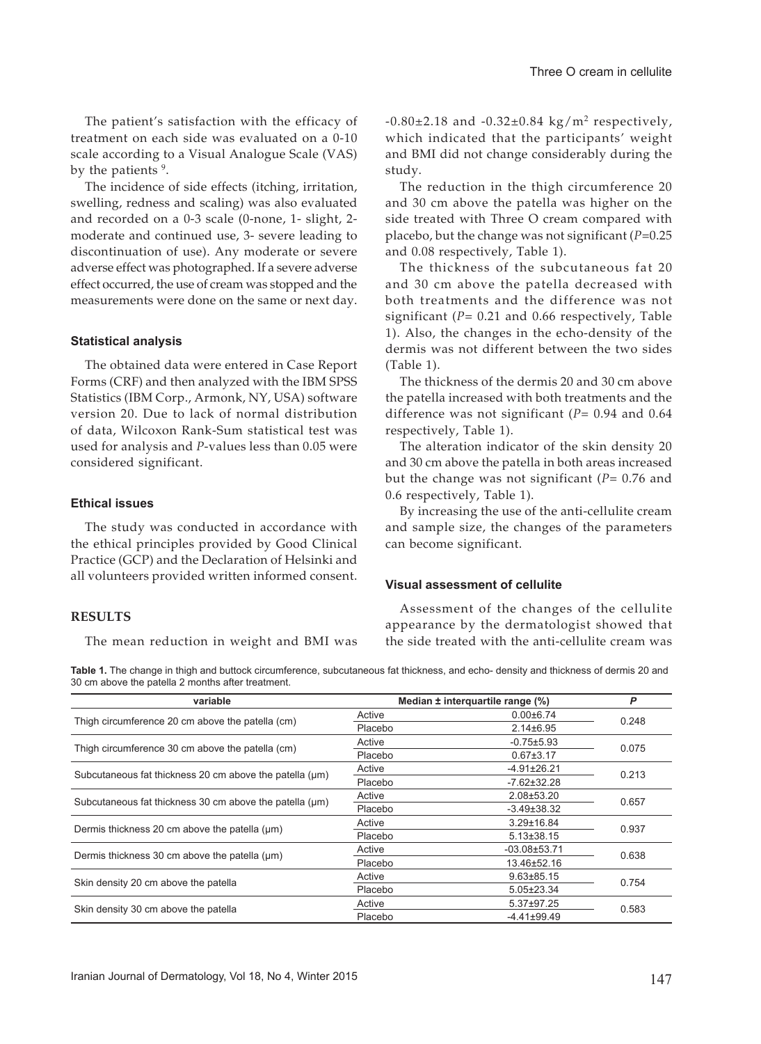The patient's satisfaction with the efficacy of treatment on each side was evaluated on a 0-10 scale according to a Visual Analogue Scale (VAS) by the patients [9].

The incidence of side effects (itching, irritation, swelling, redness and scaling) was also evaluated and recorded on a 0-3 scale (0-none, 1- slight, 2- moderate and continued use, 3- severe leading to discontinuation of use). Any moderate or severe adverse effect was photographed. If a severe adverse effect occurred, the use of cream was stopped and the measurements were done on the same or next day.

### Statistical analysis

The obtained data were entered in Case Report Forms (CRF) and then analyzed with the IBM SPSS Statistics (IBM Corp., Armonk, NY, USA) software version 20. Due to lack of normal distribution of data, Wilcoxon Rank-Sum statistical test was used for analysis and *P*-values less than 0.05 were considered significant.

### Ethical issues

The study was conducted in accordance with the ethical principles provided by Good Clinical Practice (GCP) and the Declaration of Helsinki and all volunteers provided written informed consent.

## RESULTS

The mean reduction in weight and BMI was $-0.80\pm2.18$ and $-0.32\pm0.84$ kg/m$^2$ respectively, which indicated that the participants' weight and BMI did not change considerably during the study.

The reduction in the thigh circumference 20 and 30 cm above the patella was higher on the side treated with Three O cream compared with placebo, but the change was not significant (*P*=0.25 and 0.08 respectively, Table 1).

The thickness of the subcutaneous fat 20 and 30 cm above the patella decreased with both treatments and the difference was not significant (*P*= 0.21 and 0.66 respectively, Table 1). Also, the changes in the echo-density of the dermis was not different between the two sides (Table 1).

The thickness of the dermis 20 and 30 cm above the patella increased with both treatments and the difference was not significant (*P*= 0.94 and 0.64 respectively, Table 1).

The alteration indicator of the skin density 20 and 30 cm above the patella in both areas increased but the change was not significant (*P*= 0.76 and 0.6 respectively, Table 1).

By increasing the use of the anti-cellulite cream and sample size, the changes of the parameters can become significant.

### Visual assessment of cellulite

Assessment of the changes of the cellulite appearance by the dermatologist showed that the side treated with the anti-cellulite cream was

**Table 1.** The change in thigh and buttock circumference, subcutaneous fat thickness, and echo- density and thickness of dermis 20 and 30 cm above the patella 2 months after treatment.

| variable | | Median ± interquartile range (%) | *P* |
|---|---|---|---|
| Thigh circumference 20 cm above the patella (cm) | Active | 0.00±6.74 | 0.248 |
| | Placebo | 2.14±6.95 | |
| Thigh circumference 30 cm above the patella (cm) | Active | -0.75±5.93 | 0.075 |
| | Placebo | 0.67±3.17 | |
| Subcutaneous fat thickness 20 cm above the patella (μm) | Active | -4.91±26.21 | 0.213 |
| | Placebo | -7.62±32.28 | |
| Subcutaneous fat thickness 30 cm above the patella (μm) | Active | 2.08±53.20 | 0.657 |
| | Placebo | -3.49±38.32 | |
| Dermis thickness 20 cm above the patella (μm) | Active | 3.29±16.84 | 0.937 |
| | Placebo | 5.13±38.15 | |
| Dermis thickness 30 cm above the patella (μm) | Active | -03.08±53.71 | 0.638 |
| | Placebo | 13.46±52.16 | |
| Skin density 20 cm above the patella | Active | 9.63±85.15 | 0.754 |
| | Placebo | 5.05±23.34 | |
| Skin density 30 cm above the patella | Active | 5.37±97.25 | 0.583 |
| | Placebo | -4.41±99.49 | |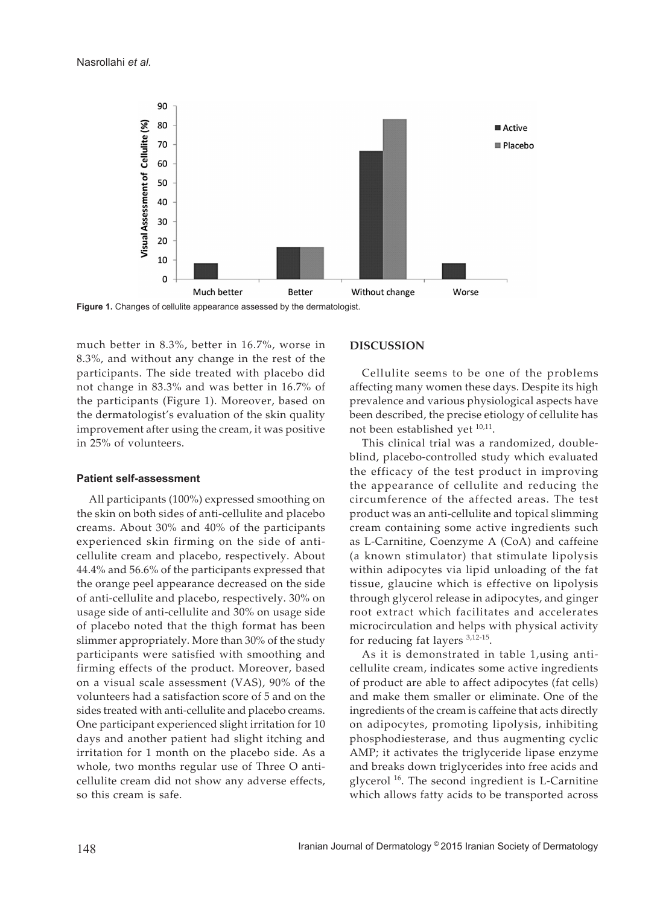Figure 1. Changes of cellulite appearance assessed by the dermatologist.

much better in 8.3%, better in 16.7%, worse in 8.3%, and without any change in the rest of the participants. The side treated with placebo did not change in 83.3% and was better in 16.7% of the participants (Figure 1). Moreover, based on the dermatologist's evaluation of the skin quality improvement after using the cream, it was positive in 25% of volunteers.

### Patient self-assessment

All participants (100%) expressed smoothing on the skin on both sides of anti-cellulite and placebo creams. About 30% and 40% of the participants experienced skin firming on the side of anti-cellulite cream and placebo, respectively. About 44.4% and 56.6% of the participants expressed that the orange peel appearance decreased on the side of anti-cellulite and placebo, respectively. 30% on usage side of anti-cellulite and 30% on usage side of placebo noted that the thigh format has been slimmer appropriately. More than 30% of the study participants were satisfied with smoothing and firming effects of the product. Moreover, based on a visual scale assessment (VAS), 90% of the volunteers had a satisfaction score of 5 and on the sides treated with anti-cellulite and placebo creams. One participant experienced slight irritation for 10 days and another patient had slight itching and irritation for 1 month on the placebo side. As a whole, two months regular use of Three O anti-cellulite cream did not show any adverse effects, so this cream is safe.

## DISCUSSION

Cellulite seems to be one of the problems affecting many women these days. Despite its high prevalence and various physiological aspects have been described, the precise etiology of cellulite has not been established yet [10,11].

This clinical trial was a randomized, double-blind, placebo-controlled study which evaluated the efficacy of the test product in improving the appearance of cellulite and reducing the circumference of the affected areas. The test product was an anti-cellulite and topical slimming cream containing some active ingredients such as L-Carnitine, Coenzyme A (CoA) and caffeine (a known stimulator) that stimulate lipolysis within adipocytes via lipid unloading of the fat tissue, glaucine which is effective on lipolysis through glycerol release in adipocytes, and ginger root extract which facilitates and accelerates microcirculation and helps with physical activity for reducing fat layers [3,12-15].

As it is demonstrated in table 1,using anti-cellulite cream, indicates some active ingredients of product are able to affect adipocytes (fat cells) and make them smaller or eliminate. One of the ingredients of the cream is caffeine that acts directly on adipocytes, promoting lipolysis, inhibiting phosphodiesterase, and thus augmenting cyclic AMP; it activates the triglyceride lipase enzyme and breaks down triglycerides into free acids and glycerol [16]. The second ingredient is L-Carnitine which allows fatty acids to be transported across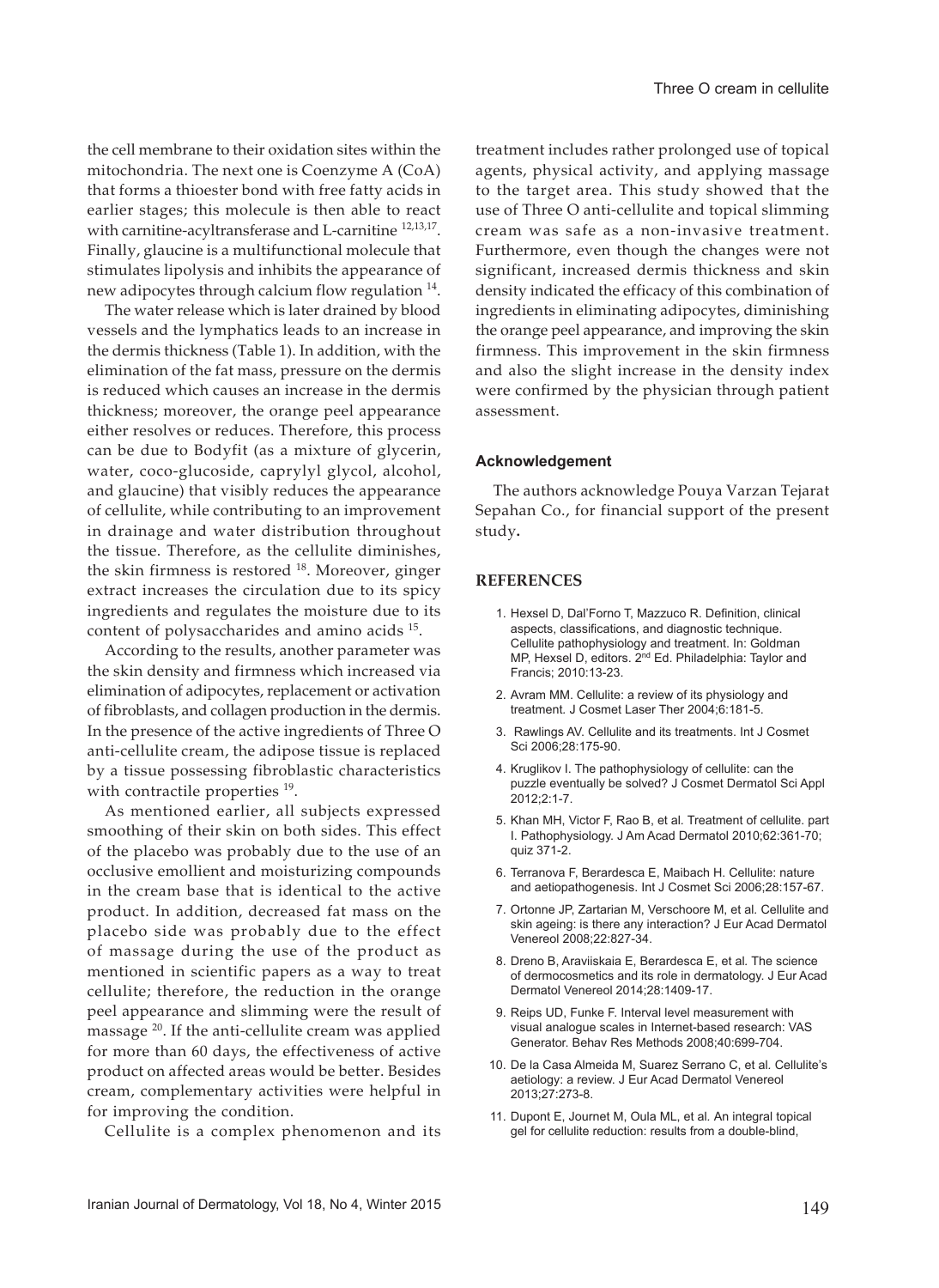the cell membrane to their oxidation sites within the mitochondria. The next one is Coenzyme A (CoA) that forms a thioester bond with free fatty acids in earlier stages; this molecule is then able to react with carnitine-acyltransferase and L-carnitine [12,13,17]. Finally, glaucine is a multifunctional molecule that stimulates lipolysis and inhibits the appearance of new adipocytes through calcium flow regulation [14].

The water release which is later drained by blood vessels and the lymphatics leads to an increase in the dermis thickness (Table 1). In addition, with the elimination of the fat mass, pressure on the dermis is reduced which causes an increase in the dermis thickness; moreover, the orange peel appearance either resolves or reduces. Therefore, this process can be due to Bodyfit (as a mixture of glycerin, water, coco-glucoside, caprylyl glycol, alcohol, and glaucine) that visibly reduces the appearance of cellulite, while contributing to an improvement in drainage and water distribution throughout the tissue. Therefore, as the cellulite diminishes, the skin firmness is restored [18]. Moreover, ginger extract increases the circulation due to its spicy ingredients and regulates the moisture due to its content of polysaccharides and amino acids [15].

According to the results, another parameter was the skin density and firmness which increased via elimination of adipocytes, replacement or activation of fibroblasts, and collagen production in the dermis. In the presence of the active ingredients of Three O anti-cellulite cream, the adipose tissue is replaced by a tissue possessing fibroblastic characteristics with contractile properties [19].

As mentioned earlier, all subjects expressed smoothing of their skin on both sides. This effect of the placebo was probably due to the use of an occlusive emollient and moisturizing compounds in the cream base that is identical to the active product. In addition, decreased fat mass on the placebo side was probably due to the effect of massage during the use of the product as mentioned in scientific papers as a way to treat cellulite; therefore, the reduction in the orange peel appearance and slimming were the result of massage [20]. If the anti-cellulite cream was applied for more than 60 days, the effectiveness of active product on affected areas would be better. Besides cream, complementary activities were helpful in for improving the condition.

Cellulite is a complex phenomenon and its treatment includes rather prolonged use of topical agents, physical activity, and applying massage to the target area. This study showed that the use of Three O anti-cellulite and topical slimming cream was safe as a non-invasive treatment. Furthermore, even though the changes were not significant, increased dermis thickness and skin density indicated the efficacy of this combination of ingredients in eliminating adipocytes, diminishing the orange peel appearance, and improving the skin firmness. This improvement in the skin firmness and also the slight increase in the density index were confirmed by the physician through patient assessment.

### Acknowledgement

The authors acknowledge Pouya Varzan Tejarat Sepahan Co., for financial support of the present study.

## REFERENCES

1. Hexsel D, Dal'Forno T, Mazzuco R. Definition, clinical aspects, classifications, and diagnostic technique. Cellulite pathophysiology and treatment. In: Goldman MP, Hexsel D, editors. 2nd Ed. Philadelphia: Taylor and Francis; 2010:13-23.
2. Avram MM. Cellulite: a review of its physiology and treatment. J Cosmet Laser Ther 2004;6:181-5.
3. Rawlings AV. Cellulite and its treatments. Int J Cosmet Sci 2006;28:175-90.
4. Kruglikov I. The pathophysiology of cellulite: can the puzzle eventually be solved? J Cosmet Dermatol Sci Appl 2012;2:1-7.
5. Khan MH, Victor F, Rao B, et al. Treatment of cellulite. part I. Pathophysiology. J Am Acad Dermatol 2010;62:361-70; quiz 371-2.
6. Terranova F, Berardesca E, Maibach H. Cellulite: nature and aetiopathogenesis. Int J Cosmet Sci 2006;28:157-67.
7. Ortonne JP, Zartarian M, Verschoore M, et al. Cellulite and skin ageing: is there any interaction? J Eur Acad Dermatol Venereol 2008;22:827-34.
8. Dreno B, Araviiskaia E, Berardesca E, et al. The science of dermocosmetics and its role in dermatology. J Eur Acad Dermatol Venereol 2014;28:1409-17.
9. Reips UD, Funke F. Interval level measurement with visual analogue scales in Internet-based research: VAS Generator. Behav Res Methods 2008;40:699-704.
10. De la Casa Almeida M, Suarez Serrano C, et al. Cellulite's aetiology: a review. J Eur Acad Dermatol Venereol 2013;27:273-8.
11. Dupont E, Journet M, Oula ML, et al. An integral topical gel for cellulite reduction: results from a double-blind,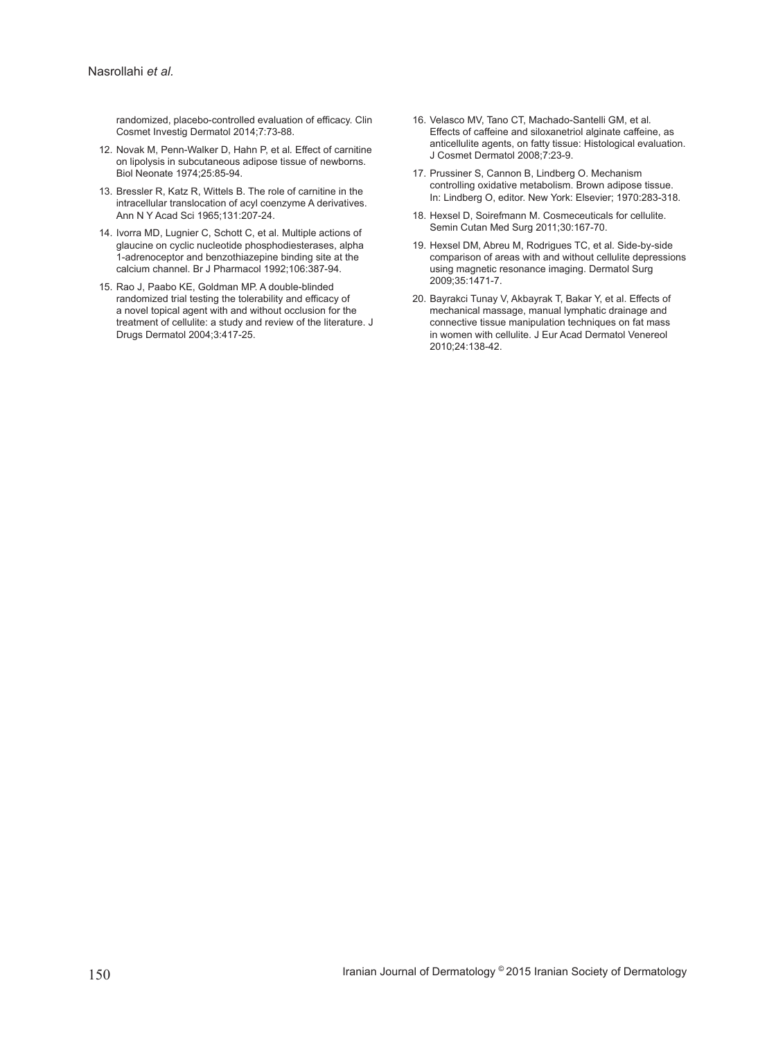randomized, placebo-controlled evaluation of efficacy. Clin Cosmet Investig Dermatol 2014;7:73-88.

12. Novak M, Penn-Walker D, Hahn P, et al. Effect of carnitine on lipolysis in subcutaneous adipose tissue of newborns. Biol Neonate 1974;25:85-94.
13. Bressler R, Katz R, Wittels B. The role of carnitine in the intracellular translocation of acyl coenzyme A derivatives. Ann N Y Acad Sci 1965;131:207-24.
14. Ivorra MD, Lugnier C, Schott C, et al. Multiple actions of glaucine on cyclic nucleotide phosphodiesterases, alpha 1-adrenoceptor and benzothiazepine binding site at the calcium channel. Br J Pharmacol 1992;106:387-94.
15. Rao J, Paabo KE, Goldman MP. A double-blinded randomized trial testing the tolerability and efficacy of a novel topical agent with and without occlusion for the treatment of cellulite: a study and review of the literature. J Drugs Dermatol 2004;3:417-25.
16. Velasco MV, Tano CT, Machado-Santelli GM, et al. Effects of caffeine and siloxanetriol alginate caffeine, as anticellulite agents, on fatty tissue: Histological evaluation. J Cosmet Dermatol 2008;7:23-9.
17. Prussiner S, Cannon B, Lindberg O. Mechanism controlling oxidative metabolism. Brown adipose tissue. In: Lindberg O, editor. New York: Elsevier; 1970:283-318.
18. Hexsel D, Soirefmann M. Cosmeceuticals for cellulite. Semin Cutan Med Surg 2011;30:167-70.
19. Hexsel DM, Abreu M, Rodrigues TC, et al. Side-by-side comparison of areas with and without cellulite depressions using magnetic resonance imaging. Dermatol Surg 2009;35:1471-7.
20. Bayrakci Tunay V, Akbayrak T, Bakar Y, et al. Effects of mechanical massage, manual lymphatic drainage and connective tissue manipulation techniques on fat mass in women with cellulite. J Eur Acad Dermatol Venereol 2010;24:138-42.